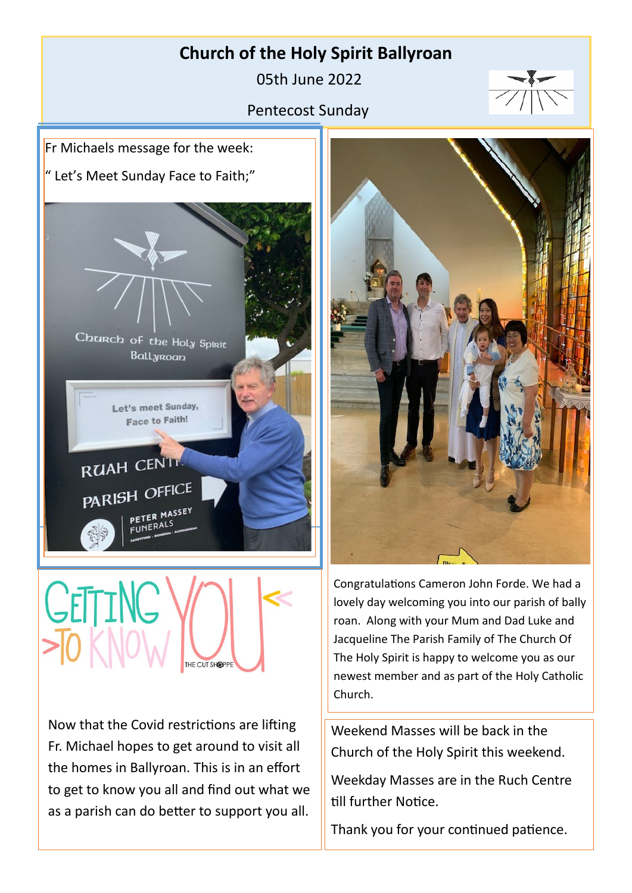# Church of the Holy Spirit Ballyroan

05th June 2022

Pentecost Sunday

Fr Michaels message for the week:

" Let's Meet Sunday Face to Faith;"

Congratulations Cameron John Forde. We had a lovely day welcoming you into our parish of bally roan. Along with your Mum and Dad Luke and Jacqueline The Parish Family of The Church Of The Holy Spirit is happy to welcome you as our newest member and as part of the Holy Catholic Church.

## GETTING TO KNOW YOU

Now that the Covid restrictions are lifting Fr. Michael hopes to get around to visit all the homes in Ballyroan. This is in an effort to get to know you all and find out what we as a parish can do better to support you all.

Weekend Masses will be back in the Church of the Holy Spirit this weekend.

Weekday Masses are in the Ruch Centre till further Notice.

Thank you for your continued patience.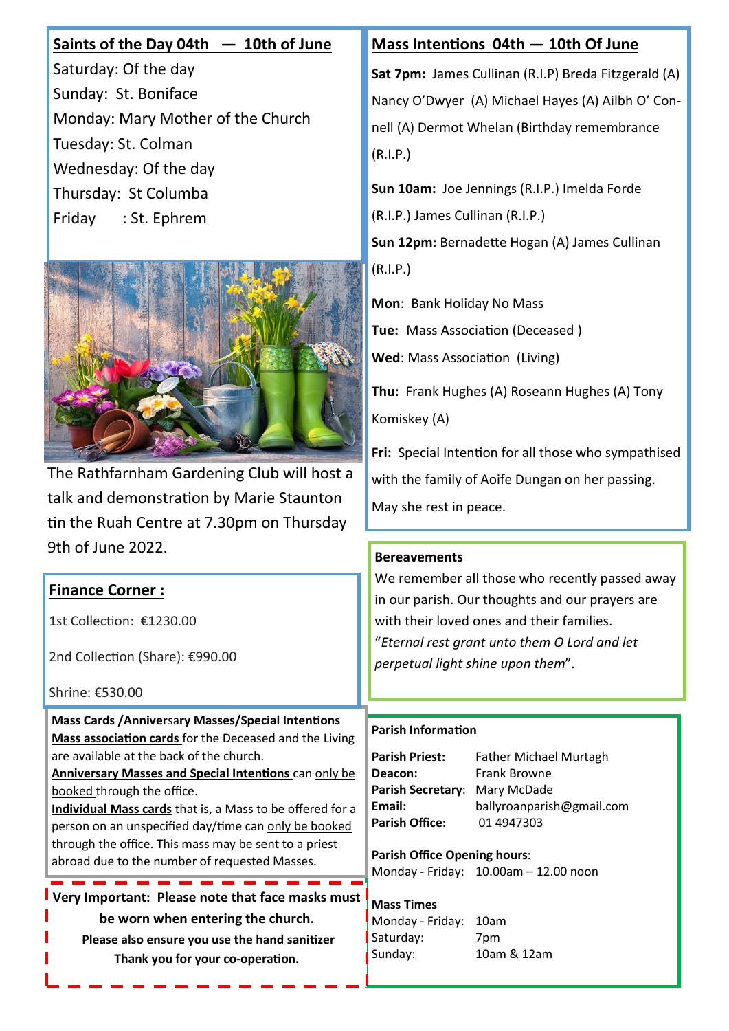## Saints of the Day 04th — 10th of June

Saturday: Of the day
Sunday: St. Boniface
Monday: Mary Mother of the Church
Tuesday: St. Colman
Wednesday: Of the day
Thursday: St Columba
Friday : St. Ephrem

The Rathfarnham Gardening Club will host a talk and demonstration by Marie Staunton tin the Ruah Centre at 7.30pm on Thursday 9th of June 2022.

## Finance Corner :

1st Collection: €1230.00

2nd Collection (Share): €990.00

Shrine: €530.00

**Mass Cards /Anniversary Masses/Special Intentions**
Mass association cards for the Deceased and the Living are available at the back of the church.
**Anniversary Masses and Special Intentions** can only be booked through the office.
**Individual Mass cards** that is, a Mass to be offered for a person on an unspecified day/time can only be booked through the office. This mass may be sent to a priest abroad due to the number of requested Masses.

**Very Important: Please note that face masks must be worn when entering the church.**
**Please also ensure you use the hand sanitizer**
**Thank you for your co-operation.**

## Mass Intentions 04th — 10th Of June

**Sat 7pm:** James Cullinan (R.I.P) Breda Fitzgerald (A) Nancy O'Dwyer (A) Michael Hayes (A) Ailbh O' Connell (A) Dermot Whelan (Birthday remembrance (R.I.P.)

**Sun 10am:** Joe Jennings (R.I.P.) Imelda Forde (R.I.P.) James Cullinan (R.I.P.)

**Sun 12pm:** Bernadette Hogan (A) James Cullinan (R.I.P.)

**Mon**: Bank Holiday No Mass

**Tue:** Mass Association (Deceased )

**Wed**: Mass Association (Living)

**Thu:** Frank Hughes (A) Roseann Hughes (A) Tony Komiskey (A)

**Fri:** Special Intention for all those who sympathised with the family of Aoife Dungan on her passing. May she rest in peace.

**Bereavements**

We remember all those who recently passed away in our parish. Our thoughts and our prayers are with their loved ones and their families.
"*Eternal rest grant unto them O Lord and let perpetual light shine upon them*".

**Parish Information**

| | |
|---|---|
| **Parish Priest:** | Father Michael Murtagh |
| **Deacon:** | Frank Browne |
| **Parish Secretary**: | Mary McDade |
| **Email:** | ballyroanparish@gmail.com |
| **Parish Office:** | 01 4947303 |

**Parish Office Opening hours**:
Monday - Friday: 10.00am – 12.00 noon

**Mass Times**

| | |
|---|---|
| Monday - Friday: | 10am |
| Saturday: | 7pm |
| Sunday: | 10am & 12am |